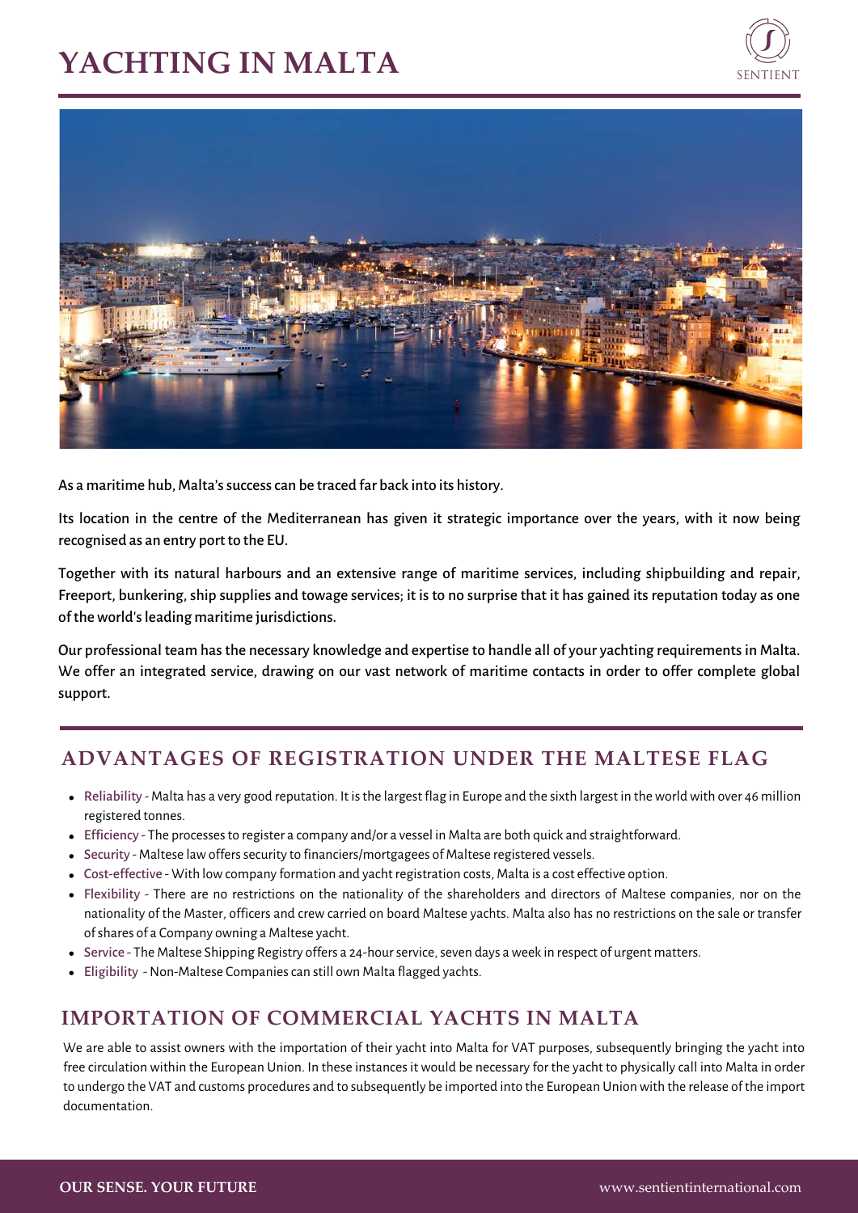# YACHTING IN MALTA

As a maritime hub, Malta's success can be traced far back into its history.

Its location in the centre of the Mediterranean has given it strategic importance over the years, with it now being recognised as an entry port to the EU.

Together with its natural harbours and an extensive range of maritime services, including shipbuilding and repair, Freeport, bunkering, ship supplies and towage services; it is to no surprise that it has gained its reputation today as one of the world's leading maritime jurisdictions.

Our professional team has the necessary knowledge and expertise to handle all of your yachting requirements in Malta. We offer an integrated service, drawing on our vast network of maritime contacts in order to offer complete global support.

## ADVANTAGES OF REGISTRATION UNDER THE MALTESE FLAG

- Reliability - Malta has a very good reputation. It is the largest flag in Europe and the sixth largest in the world with over 46 million registered tonnes.
- Efficiency - The processes to register a company and/or a vessel in Malta are both quick and straightforward.
- Security - Maltese law offers security to financiers/mortgagees of Maltese registered vessels.
- Cost-effective - With low company formation and yacht registration costs, Malta is a cost effective option.
- Flexibility - There are no restrictions on the nationality of the shareholders and directors of Maltese companies, nor on the nationality of the Master, officers and crew carried on board Maltese yachts. Malta also has no restrictions on the sale or transfer of shares of a Company owning a Maltese yacht.
- Service - The Maltese Shipping Registry offers a 24-hour service, seven days a week in respect of urgent matters.
- Eligibility - Non-Maltese Companies can still own Malta flagged yachts.

## IMPORTATION OF COMMERCIAL YACHTS IN MALTA

We are able to assist owners with the importation of their yacht into Malta for VAT purposes, subsequently bringing the yacht into free circulation within the European Union. In these instances it would be necessary for the yacht to physically call into Malta in order to undergo the VAT and customs procedures and to subsequently be imported into the European Union with the release of the import documentation.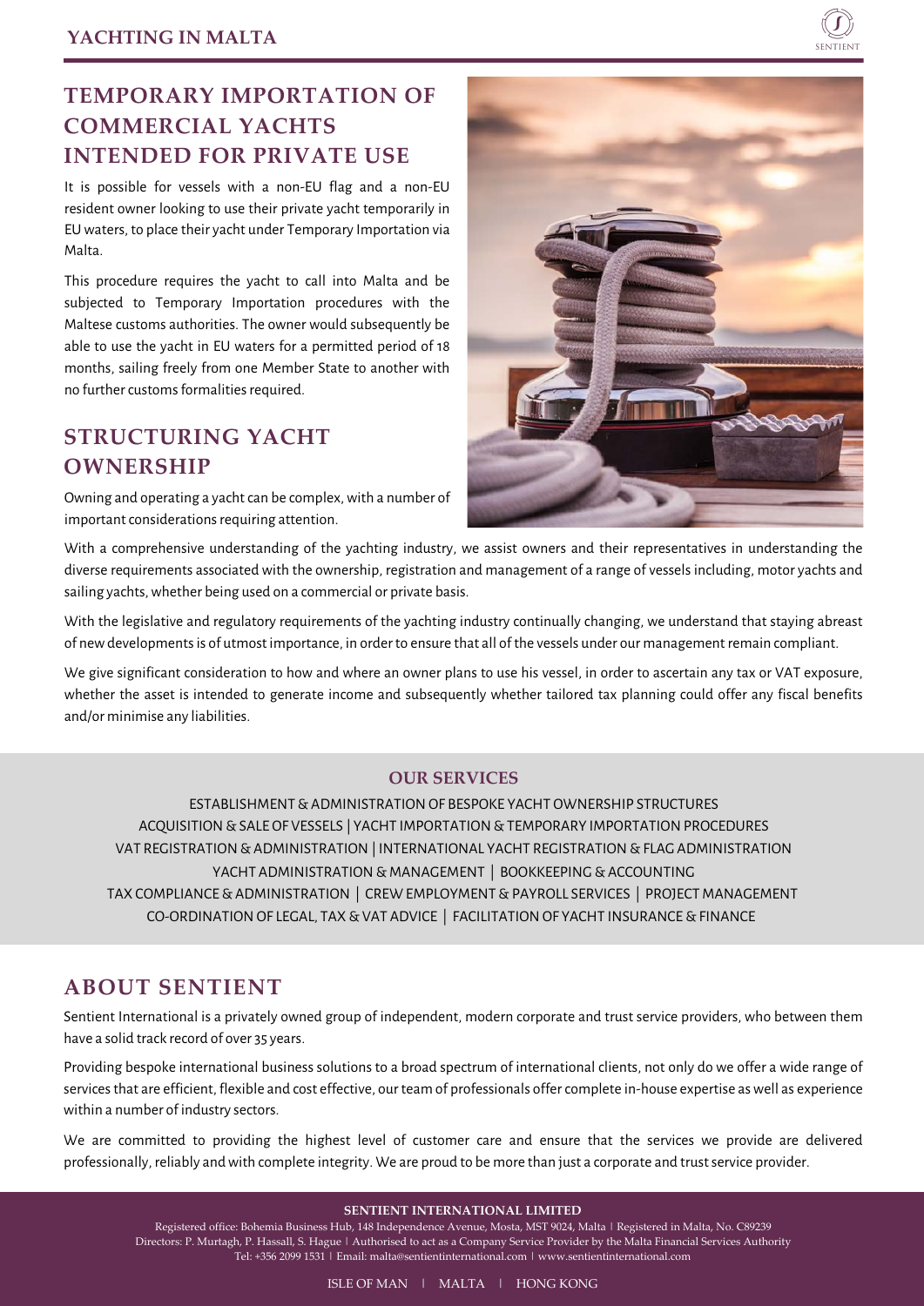## TEMPORARY IMPORTATION OF COMMERCIAL YACHTS INTENDED FOR PRIVATE USE

It is possible for vessels with a non-EU flag and a non-EU resident owner looking to use their private yacht temporarily in EU waters, to place their yacht under Temporary Importation via Malta.

This procedure requires the yacht to call into Malta and be subjected to Temporary Importation procedures with the Maltese customs authorities. The owner would subsequently be able to use the yacht in EU waters for a permitted period of 18 months, sailing freely from one Member State to another with no further customs formalities required.

## STRUCTURING YACHT OWNERSHIP

Owning and operating a yacht can be complex, with a number of important considerations requiring attention.

With a comprehensive understanding of the yachting industry, we assist owners and their representatives in understanding the diverse requirements associated with the ownership, registration and management of a range of vessels including, motor yachts and sailing yachts, whether being used on a commercial or private basis.

With the legislative and regulatory requirements of the yachting industry continually changing, we understand that staying abreast of new developments is of utmost importance, in order to ensure that all of the vessels under our management remain compliant.

We give significant consideration to how and where an owner plans to use his vessel, in order to ascertain any tax or VAT exposure, whether the asset is intended to generate income and subsequently whether tailored tax planning could offer any fiscal benefits and/or minimise any liabilities.

### OUR SERVICES

ESTABLISHMENT & ADMINISTRATION OF BESPOKE YACHT OWNERSHIP STRUCTURES
ACQUISITION & SALE OF VESSELS | YACHT IMPORTATION & TEMPORARY IMPORTATION PROCEDURES
VAT REGISTRATION & ADMINISTRATION | INTERNATIONAL YACHT REGISTRATION & FLAG ADMINISTRATION
YACHT ADMINISTRATION & MANAGEMENT | BOOKKEEPING & ACCOUNTING
TAX COMPLIANCE & ADMINISTRATION | CREW EMPLOYMENT & PAYROLL SERVICES | PROJECT MANAGEMENT
CO-ORDINATION OF LEGAL, TAX & VAT ADVICE | FACILITATION OF YACHT INSURANCE & FINANCE

## ABOUT SENTIENT

Sentient International is a privately owned group of independent, modern corporate and trust service providers, who between them have a solid track record of over 35 years.

Providing bespoke international business solutions to a broad spectrum of international clients, not only do we offer a wide range of services that are efficient, flexible and cost effective, our team of professionals offer complete in-house expertise as well as experience within a number of industry sectors.

We are committed to providing the highest level of customer care and ensure that the services we provide are delivered professionally, reliably and with complete integrity. We are proud to be more than just a corporate and trust service provider.

**SENTIENT INTERNATIONAL LIMITED**

Registered office: Bohemia Business Hub, 148 Independence Avenue, Mosta, MST 9024, Malta | Registered in Malta, No. C89239
Directors: P. Murtagh, P. Hassall, S. Hague | Authorised to act as a Company Service Provider by the Malta Financial Services Authority
Tel: +356 2099 1531 | Email: malta@sentientinternational.com | www.sentientinternational.com

ISLE OF MAN | MALTA | HONG KONG